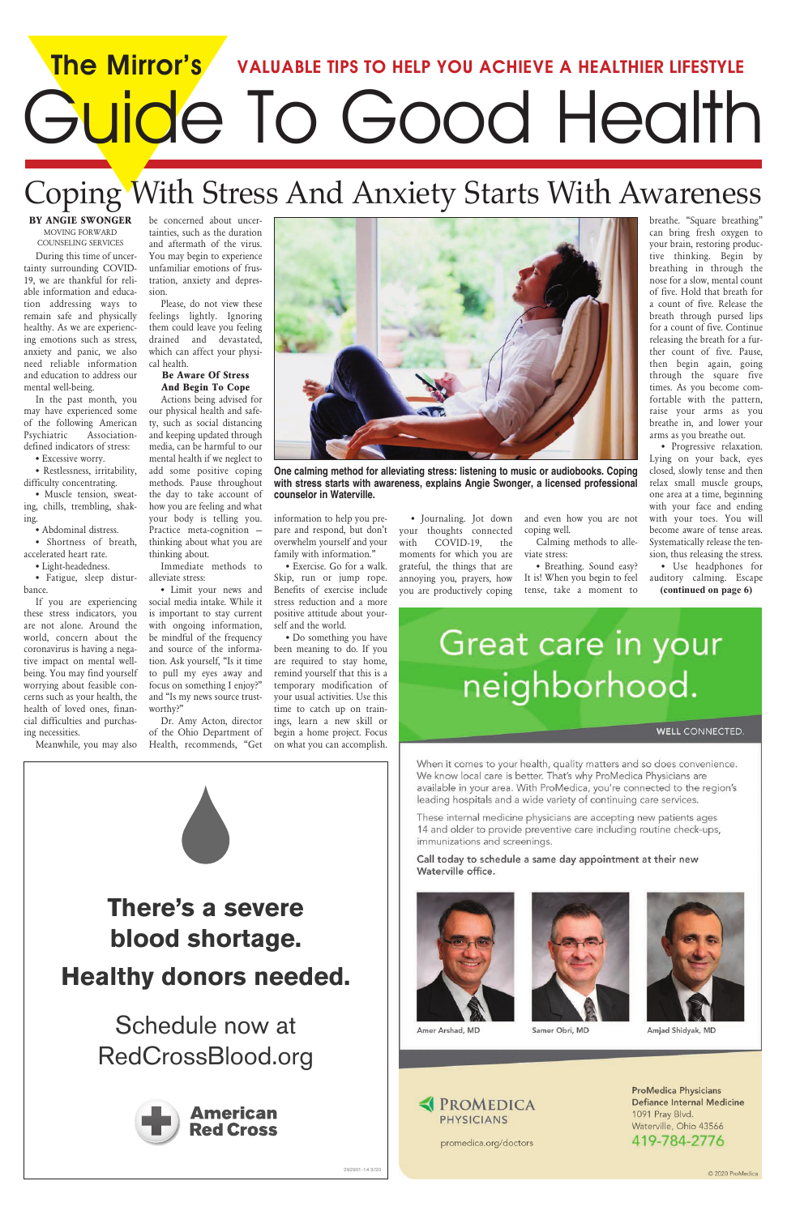# The Mirror's Guide To Good Health

VALUABLE TIPS TO HELP YOU ACHIEVE A HEALTHIER LIFESTYLE

## Coping With Stress And Anxiety Starts With Awareness

**BY ANGIE SWONGER**
MOVING FORWARD COUNSELING SERVICES

During this time of uncertainty surrounding COVID-19, we are thankful for reliable information and education addressing ways to remain safe and physically healthy. As we are experiencing emotions such as stress, anxiety and panic, we also need reliable information and education to address our mental well-being.

In the past month, you may have experienced some of the following American Psychiatric Association-defined indicators of stress:

- Excessive worry.
- Restlessness, irritability, difficulty concentrating.
- Muscle tension, sweating, chills, trembling, shaking.
- Abdominal distress.
- Shortness of breath, accelerated heart rate.
- Light-headedness.
- Fatigue, sleep disturbance.

If you are experiencing these stress indicators, you are not alone. Around the world, concern about the coronavirus is having a negative impact on mental well-being. You may find yourself worrying about feasible concerns such as your health, the health of loved ones, financial difficulties and purchasing necessities.

Meanwhile, you may also be concerned about uncertainties, such as the duration and aftermath of the virus. You may begin to experience unfamiliar emotions of frustration, anxiety and depression.

Please, do not view these feelings lightly. Ignoring them could leave you feeling drained and devastated, which can affect your physical health.

**Be Aware Of Stress And Begin To Cope**

Actions being advised for our physical health and safety, such as social distancing and keeping updated through media, can be harmful to our mental health if we neglect to add some positive coping methods. Pause throughout the day to take account of how you are feeling and what your body is telling you. Practice meta-cognition – thinking about what you are thinking about.

Immediate methods to alleviate stress:

- Limit your news and social media intake. While it is important to stay current with ongoing information, be mindful of the frequency and source of the information. Ask yourself, "Is it time to pull my eyes away and focus on something I enjoy?" and "Is my news source trustworthy?"

Dr. Amy Acton, director of the Ohio Department of Health, recommends, "Get information to help you prepare and respond, but don't overwhelm yourself and your family with information."

- Exercise. Go for a walk. Skip, run or jump rope. Benefits of exercise include stress reduction and a more positive attitude about yourself and the world.
- Do something you have been meaning to do. If you are required to stay home, remind yourself that this is a temporary modification of your usual activities. Use this time to catch up on trainings, learn a new skill or begin a home project. Focus on what you can accomplish.
- Journaling. Jot down your thoughts connected with COVID-19, the moments for which you are grateful, the things that are annoying you, prayers, how you are productively coping and even how you are not coping well.

Calming methods to alleviate stress:

- Breathing. Sound easy? It is! When you begin to feel tense, take a moment to breathe. "Square breathing" can bring fresh oxygen to your brain, restoring productive thinking. Begin by breathing in through the nose for a slow, mental count of five. Hold that breath for a count of five. Release the breath through pursed lips for a count of five. Continue releasing the breath for a further count of five. Pause, then begin again, going through the square five times. As you become comfortable with the pattern, raise your arms as you breathe in, and lower your arms as you breathe out.
- Progressive relaxation. Lying on your back, eyes closed, slowly tense and then relax small muscle groups, one area at a time, beginning with your face and ending with your toes. You will become aware of tense areas. Systematically release the tension, thus releasing the stress.
- Use headphones for auditory calming. Escape

**(continued on page 6)**

**One calming method for alleviating stress: listening to music or audiobooks. Coping with stress starts with awareness, explains Angie Swonger, a licensed professional counselor in Waterville.**

---

**There's a severe blood shortage.**

**Healthy donors needed.**

Schedule now at RedCrossBlood.org

American Red Cross

---

Great care in your neighborhood.

WELL CONNECTED.

When it comes to your health, quality matters and so does convenience. We know local care is better. That's why ProMedica Physicians are available in your area. With ProMedica, you're connected to the region's leading hospitals and a wide variety of continuing care services.

These internal medicine physicians are accepting new patients ages 14 and older to provide preventive care including routine check-ups, immunizations and screenings.

**Call today to schedule a same day appointment at their new Waterville office.**

Amer Arshad, MD | Samer Obri, MD | Amjad Shidyak, MD

PROMEDICA PHYSICIANS
promedica.org/doctors

**ProMedica Physicians Defiance Internal Medicine**
1091 Pray Blvd.
Waterville, Ohio 43566
**419-784-2776**

© 2020 ProMedica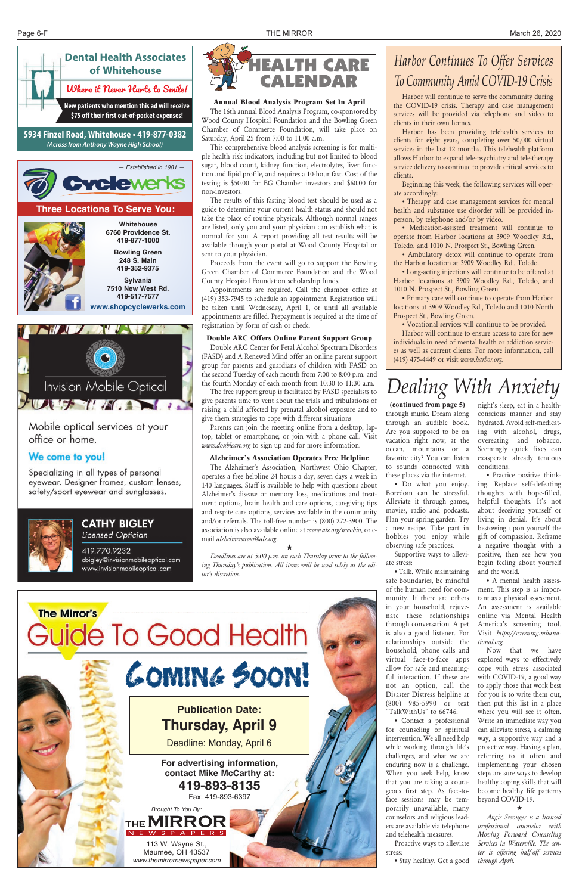## Dental Health Associates of Whitehouse

*Where it Never Hurts to Smile!*

**New patients who mention this ad will receive $75 off their first out-of-pocket expenses!**

**5934 Finzel Road, Whitehouse • 419-877-0382**

*(Across from Anthony Wayne High School)*

— Established in 1981 —

## Cyclewerks

**Three Locations To Serve You:**

**Whitehouse**
6760 Providence St.
419-877-1000

**Bowling Green**
248 S. Main
419-352-9375

**Sylvania**
7510 New West Rd.
419-517-7577

**www.shopcyclewerks.com**

## Invision Mobile Optical

Mobile optical services at your office or home.

**We come to you!**

Specializing in all types of personal eyewear. Designer frames, custom lenses, safety/sport eyewear and sunglasses.

**CATHY BIGLEY**
*Licensed Optician*

419.770.9232
cbigley@invisionmobileoptical.com
www.invisionmobileoptical.com

# HEALTH CARE CALENDAR

### Annual Blood Analysis Program Set In April

The 16th annual Blood Analysis Program, co-sponsored by Wood County Hospital Foundation and the Bowling Green Chamber of Commerce Foundation, will take place on Saturday, April 25 from 7:00 to 11:00 a.m.

This comprehensive blood analysis screening is for multiple health risk indicators, including but not limited to blood sugar, blood count, kidney function, electrolytes, liver function and lipid profile, and requires a 10-hour fast. Cost of the testing is $50.00 for BG Chamber investors and $60.00 for non-investors.

The results of this fasting blood test should be used as a guide to determine your current health status and should not take the place of routine physicals. Although normal ranges are listed, only you and your physician can establish what is normal for you. A report providing all test results will be available through your portal at Wood County Hospital or sent to your physician.

Proceeds from the event will go to support the Bowling Green Chamber of Commerce Foundation and the Wood County Hospital Foundation scholarship funds.

Appointments are required. Call the chamber office at (419) 353-7945 to schedule an appointment. Registration will be taken until Wednesday, April 1, or until all available appointments are filled. Prepayment is required at the time of registration by form of cash or check.

### Double ARC Offers Online Parent Support Group

Double ARC Center for Fetal Alcohol Spectrum Disorders (FASD) and A Renewed Mind offer an online parent support group for parents and guardians of children with FASD on the second Tuesday of each month from 7:00 to 8:00 p.m. and the fourth Monday of each month from 10:30 to 11:30 a.m.

The free support group is facilitated by FASD specialists to give parents time to vent about the trials and tribulations of raising a child affected by prenatal alcohol exposure and to give them strategies to cope with different situations

Parents can join the meeting online from a desktop, laptop, tablet or smartphone; or join with a phone call. Visit *www.doublearc.org* to sign up and for more information.

### Alzheimer's Association Operates Free Helpline

The Alzheimer's Association, Northwest Ohio Chapter, operates a free helpline 24 hours a day, seven days a week in 140 languages. Staff is available to help with questions about Alzheimer's disease or memory loss, medications and treatment options, brain health and care options, caregiving tips and respite care options, services available in the community and/or referrals. The toll-free number is (800) 272-3900. The association is also available online at *www.alz.org/nwohio*, or e-mail *alzheimersnwo@alz.org*.

★

*Deadlines are at 5:00 p.m. on each Thursday prior to the following Thursday's publication. All items will be used solely at the editor's discretion.*

# Harbor Continues To Offer Services To Community Amid COVID-19 Crisis

Harbor will continue to serve the community during the COVID-19 crisis. Therapy and case management services will be provided via telephone and video to clients in their own homes.

Harbor has been providing telehealth services to clients for eight years, completing over 50,000 virtual services in the last 12 months. This telehealth platform allows Harbor to expand tele-psychiatry and tele-therapy service delivery to continue to provide critical services to clients.

Beginning this week, the following services will operate accordingly:

- Therapy and case management services for mental health and substance use disorder will be provided in-person, by telephone and/or by video.
- Medication-assisted treatment will continue to operate from Harbor locations at 3909 Woodley Rd., Toledo, and 1010 N. Prospect St., Bowling Green.
- Ambulatory detox will continue to operate from the Harbor location at 3909 Woodley Rd., Toledo.
- Long-acting injections will continue to be offered at Harbor locations at 3909 Woodley Rd., Toledo, and 1010 N. Prospect St., Bowling Green.
- Primary care will continue to operate from Harbor locations at 3909 Woodley Rd., Toledo and 1010 North Prospect St., Bowling Green.
- Vocational services will continue to be provided.

Harbor will continue to ensure access to care for new individuals in need of mental health or addiction services as well as current clients. For more information, call (419) 475-4449 or visit *www.harbor.org*.

# Dealing With Anxiety

**(continued from page 5)** through music. Dream along through an audible book. Are you supposed to be on vacation right now, at the ocean, mountains or a favorite city? You can listen to sounds connected with these places via the internet.

- Do what you enjoy. Boredom can be stressful. Alleviate it through games, movies, radio and podcasts. Plan your spring garden. Try a new recipe. Take part in hobbies you enjoy while observing safe practices.

Supportive ways to alleviate stress:

- Talk. While maintaining safe boundaries, be mindful of the human need for community. If there are others in your household, rejuvenate these relationships through conversation. A pet is also a good listener. For relationships outside the household, phone calls and virtual face-to-face apps allow for safe and meaningful interaction. If these are not an option, call the Disaster Distress helpline at (800) 985-5990 or text "TalkWithUs" to 66746.
- Contact a professional for counseling or spiritual intervention. We all need help while working through life's challenges, and what we are enduring now is a challenge. When you seek help, know that you are taking a courageous first step. As face-to-face sessions may be temporarily unavailable, many counselors and religious leaders are available via telephone and telehealth measures.

Proactive ways to alleviate stress:

- Stay healthy. Get a good night's sleep, eat in a health-conscious manner and stay hydrated. Avoid self-medicating with alcohol, drugs, overeating and tobacco. Seemingly quick fixes can exasperate already tenuous conditions.
- Practice positive thinking. Replace self-defeating thoughts with hope-filled, helpful thoughts. It's not about deceiving yourself or living in denial. It's about bestowing upon yourself the gift of compassion. Reframe a negative thought with a positive, then see how you begin feeling about yourself and the world.
- A mental health assessment. This step is as important as a physical assessment. An assessment is available online via Mental Health America's screening tool. Visit *https://screening.mhanational.org*.

Now that we have explored ways to effectively cope with stress associated with COVID-19, a good way to apply those that work best for you is to write them out, then put this list in a place where you will see it often. Write an immediate way you can alleviate stress, a calming way, a supportive way and a proactive way. Having a plan, referring to it often and implementing your chosen steps are sure ways to develop healthy coping skills that will become healthy life patterns beyond COVID-19.

★

*Angie Swonger is a licensed professional counselor with Moving Forward Counseling Services in Waterville. The center is offering half-off services through April.*

## The Mirror's Guide To Good Health

**COMING SOON!**

**Publication Date: Thursday, April 9**

Deadline: Monday, April 6

**For advertising information, contact Mike McCarthy at: 419-893-8135**

Fax: 419-893-6397

*Brought To You By:*

**THE MIRROR NEWSPAPERS**

113 W. Wayne St.,
Maumee, OH 43537
*www.themirrornewspaper.com*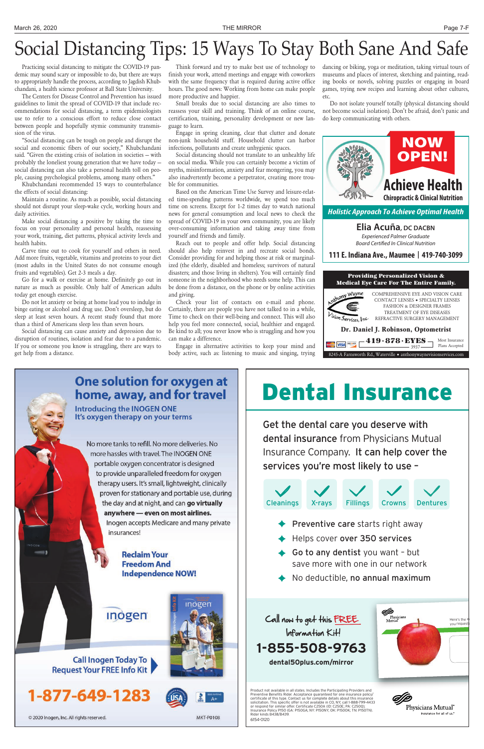# Social Distancing Tips: 15 Ways To Stay Both Sane And Safe

Practicing social distancing to mitigate the COVID-19 pandemic may sound scary or impossible to do, but there are ways to appropriately handle the process, according to Jagdish Khubchandani, a health science professor at Ball State University.

The Centers for Disease Control and Prevention has issued guidelines to limit the spread of COVID-19 that include recommendations for social distancing, a term epidemiologists use to refer to a conscious effort to reduce close contact between people and hopefully stymie community transmission of the virus.

"Social distancing can be tough on people and disrupt the social and economic fibers of our society," Khubchandani said. "Given the existing crisis of isolation in societies – with probably the loneliest young generation that we have today – social distancing can also take a personal health toll on people, causing psychological problems, among many others."

Khubchandani recommended 15 ways to counterbalance the effects of social distancing:

Maintain a routine. As much as possible, social distancing should not disrupt your sleep-wake cycle, working hours and daily activities.

Make social distancing a positive by taking the time to focus on your personality and personal health, reassessing your work, training, diet patterns, physical activity levels and health habits.

Carve time out to cook for yourself and others in need. Add more fruits, vegetable, vitamins and proteins to your diet (most adults in the United States do not consume enough fruits and vegetables). Get 2-3 meals a day.

Go for a walk or exercise at home. Definitely go out in nature as much as possible. Only half of American adults today get enough exercise.

Do not let anxiety or being at home lead you to indulge in binge eating or alcohol and drug use. Don't oversleep, but do sleep at least seven hours. A recent study found that more than a third of Americans sleep less than seven hours.

Social distancing can cause anxiety and depression due to disruption of routines, isolation and fear due to a pandemic. If you or someone you know is struggling, there are ways to get help from a distance.

Think forward and try to make best use of technology to finish your work, attend meetings and engage with coworkers with the same frequency that is required during active office hours. The good news: Working from home can make people more productive and happier.

Small breaks due to social distancing are also times to reassess your skill and training. Think of an online course, certification, training, personality development or new language to learn.

Engage in spring cleaning, clear that clutter and donate non-junk household stuff. Household clutter can harbor infections, pollutants and create unhygienic spaces.

Social distancing should not translate to an unhealthy life on social media. While you can certainly become a victim of myths, misinformation, anxiety and fear mongering, you may also inadvertently become a perpetrator, creating more trouble for communities.

Based on the American Time Use Survey and leisure-related time-spending patterns worldwide, we spend too much time on screens. Except for 1-2 times day to watch national news for general consumption and local news to check the spread of COVID-19 in your own community, you are likely over-consuming information and taking away time from yourself and friends and family.

Reach out to people and offer help. Social distancing should also help reinvest in and recreate social bonds. Consider providing for and helping those at risk or marginalized (the elderly, disabled and homeless; survivors of natural disasters; and those living in shelters). You will certainly find someone in the neighborhood who needs some help. This can be done from a distance, on the phone or by online activities and giving.

Check your list of contacts on e-mail and phone. Certainly, there are people you have not talked to in a while, Time to check on their well-being and connect. This will also help you feel more connected, social, healthier and engaged. Be kind to all; you never know who is struggling and how you can make a difference.

Engage in alternative activities to keep your mind and body active, such as: listening to music and singing, trying dancing or biking, yoga or meditation, taking virtual tours of museums and places of interest, sketching and painting, reading books or novels, solving puzzles or engaging in board games, trying new recipes and learning about other cultures, etc.

Do not isolate yourself totally (physical distancing should not become social isolation). Don't be afraid, don't panic and do keep communicating with others.

---

**NOW OPEN!**

**Achieve Health**
Chiropractic & Clinical Nutrition

*Holistic Approach To Achieve Optimal Health*

**Elia Acuña, DC DACBN**
*Experienced Palmer Graduate*
*Board Certified In Clinical Nutrition*

**111 E. Indiana Ave., Maumee | 419-740-3099**

---

**Providing Personalized Vision & Medical Eye Care For The Entire Family.**

Anthony Wayne Vision Services, Inc.

COMPREHENSIVE EYE AND VISION CARE
CONTACT LENSES • SPECIALTY LENSES
FASHION & DESIGNER FRAMES
TREATMENT OF EYE DISEASES
REFRACTIVE SURGERY MANAGEMENT

**Dr. Daniel J. Robinson, Optometrist**

**419·878·EYES** 3937 — Most Insurance Plans Accepted

8245-A Farnsworth Rd., Waterville • anthonywaynevisionservices.com

---

## One solution for oxygen at home, away, and for travel

**Introducing the INOGEN ONE**
**It's oxygen therapy on your terms**

No more tanks to refill. No more deliveries. No more hassles with travel. The INOGEN ONE portable oxygen concentrator is designed to provide unparalleled freedom for oxygen therapy users. It's small, lightweight, clinically proven for stationary and portable use, during the day and at night, and can **go virtually anywhere — even on most airlines.** Inogen accepts Medicare and many private insurances!

**Reclaim Your Freedom And Independence NOW!**

inogen

**Call Inogen Today To Request Your FREE Info Kit**

**1-877-649-1283**

© 2020 Inogen, Inc. All rights reserved. MKT-P0108

---

## Dental Insurance

Get the dental care you deserve with **dental insurance** from Physicians Mutual Insurance Company. **It can help cover the services you're most likely to use –**

Cleanings · X-rays · Fillings · Crowns · Dentures

- **Preventive care** starts right away
- Helps cover **over 350 services**
- **Go to any dentist** you want – but save more with one in our network
- **No deductible, no annual maximum**

Call now to get this FREE Information Kit!

**1-855-508-9763**

**dental50plus.com/mirror**

Product not available in all states. Includes the Participating Providers and Preventive Benefits Rider. Acceptance guaranteed for one insurance policy/certificate of this type. Contact us for complete details about this insurance solicitation. This specific offer is not available in CO, NY; call 1-888-799-4433 or respond for similar offer. Certificate C250A (ID: C250E; PA: C250Q); Insurance Policy P150 (GA: P150GA; NY: P150NY; OK: P150OK; TN: P150TN). Rider kinds B438/B439.
6154-0120

Physicians Mutual® Insurance for all of us.®